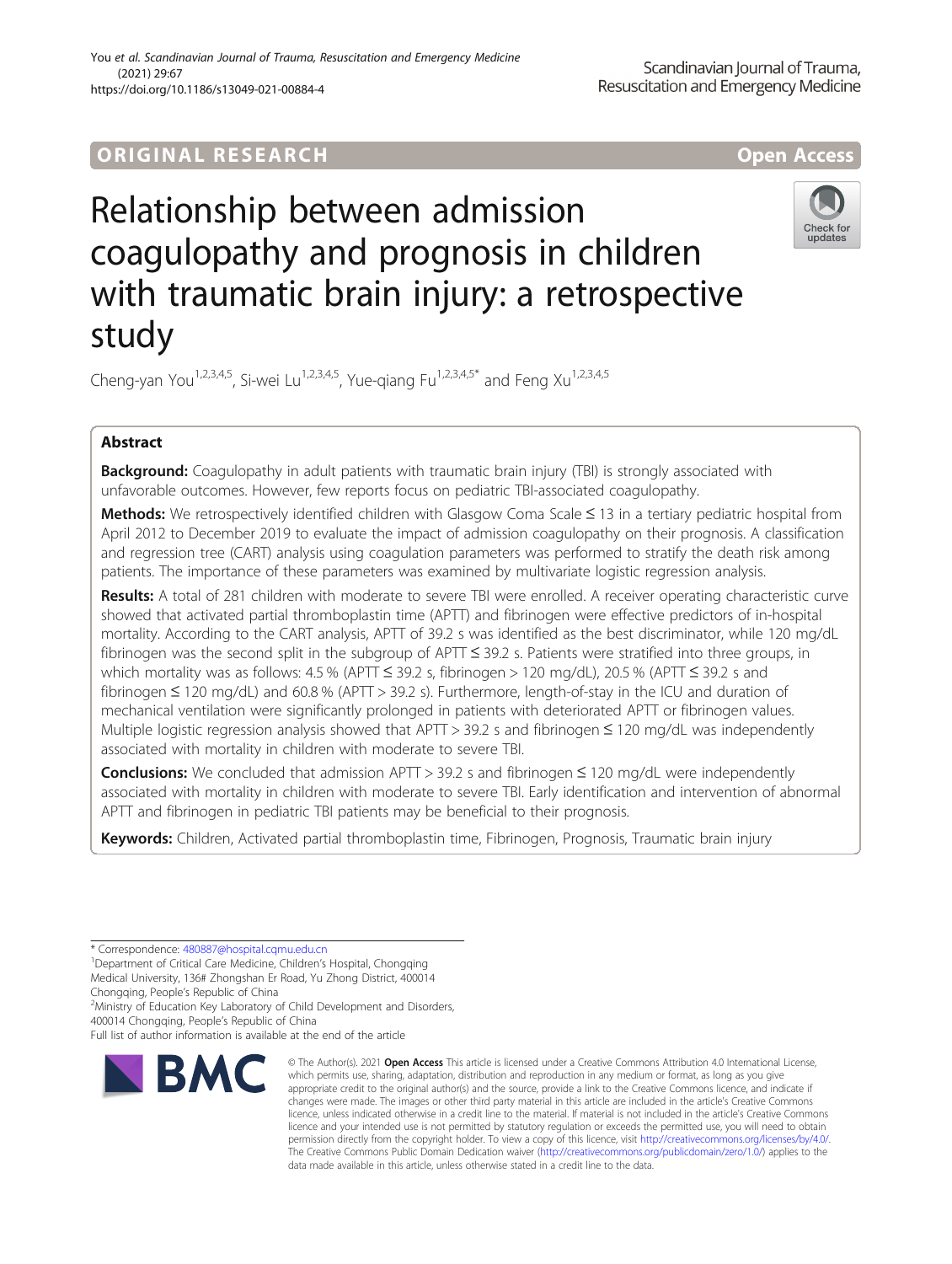ORIGINAL RESEARCH

Open Access

# Relationship between admission coagulopathy and prognosis in children with traumatic brain injury: a retrospective study

Cheng-yan You[1,2,3,4,5], Si-wei Lu[1,2,3,4,5], Yue-qiang Fu[1,2,3,4,5*] and Feng Xu[1,2,3,4,5]

## Abstract

**Background:** Coagulopathy in adult patients with traumatic brain injury (TBI) is strongly associated with unfavorable outcomes. However, few reports focus on pediatric TBI-associated coagulopathy.

**Methods:** We retrospectively identified children with Glasgow Coma Scale ≤ 13 in a tertiary pediatric hospital from April 2012 to December 2019 to evaluate the impact of admission coagulopathy on their prognosis. A classification and regression tree (CART) analysis using coagulation parameters was performed to stratify the death risk among patients. The importance of these parameters was examined by multivariate logistic regression analysis.

**Results:** A total of 281 children with moderate to severe TBI were enrolled. A receiver operating characteristic curve showed that activated partial thromboplastin time (APTT) and fibrinogen were effective predictors of in-hospital mortality. According to the CART analysis, APTT of 39.2 s was identified as the best discriminator, while 120 mg/dL fibrinogen was the second split in the subgroup of APTT ≤ 39.2 s. Patients were stratified into three groups, in which mortality was as follows: 4.5 % (APTT ≤ 39.2 s, fibrinogen > 120 mg/dL), 20.5 % (APTT ≤ 39.2 s and fibrinogen ≤ 120 mg/dL) and 60.8 % (APTT > 39.2 s). Furthermore, length-of-stay in the ICU and duration of mechanical ventilation were significantly prolonged in patients with deteriorated APTT or fibrinogen values. Multiple logistic regression analysis showed that APTT > 39.2 s and fibrinogen ≤ 120 mg/dL was independently associated with mortality in children with moderate to severe TBI.

**Conclusions:** We concluded that admission APTT > 39.2 s and fibrinogen ≤ 120 mg/dL were independently associated with mortality in children with moderate to severe TBI. Early identification and intervention of abnormal APTT and fibrinogen in pediatric TBI patients may be beneficial to their prognosis.

**Keywords:** Children, Activated partial thromboplastin time, Fibrinogen, Prognosis, Traumatic brain injury

---

* Correspondence: 480887@hospital.cqmu.edu.cn

[1]Department of Critical Care Medicine, Children's Hospital, Chongqing Medical University, 136# Zhongshan Er Road, Yu Zhong District, 400014 Chongqing, People's Republic of China

[2]Ministry of Education Key Laboratory of Child Development and Disorders, 400014 Chongqing, People's Republic of China

Full list of author information is available at the end of the article

© The Author(s). 2021 **Open Access** This article is licensed under a Creative Commons Attribution 4.0 International License, which permits use, sharing, adaptation, distribution and reproduction in any medium or format, as long as you give appropriate credit to the original author(s) and the source, provide a link to the Creative Commons licence, and indicate if changes were made. The images or other third party material in this article are included in the article's Creative Commons licence, unless indicated otherwise in a credit line to the material. If material is not included in the article's Creative Commons licence and your intended use is not permitted by statutory regulation or exceeds the permitted use, you will need to obtain permission directly from the copyright holder. To view a copy of this licence, visit http://creativecommons.org/licenses/by/4.0/. The Creative Commons Public Domain Dedication waiver (http://creativecommons.org/publicdomain/zero/1.0/) applies to the data made available in this article, unless otherwise stated in a credit line to the data.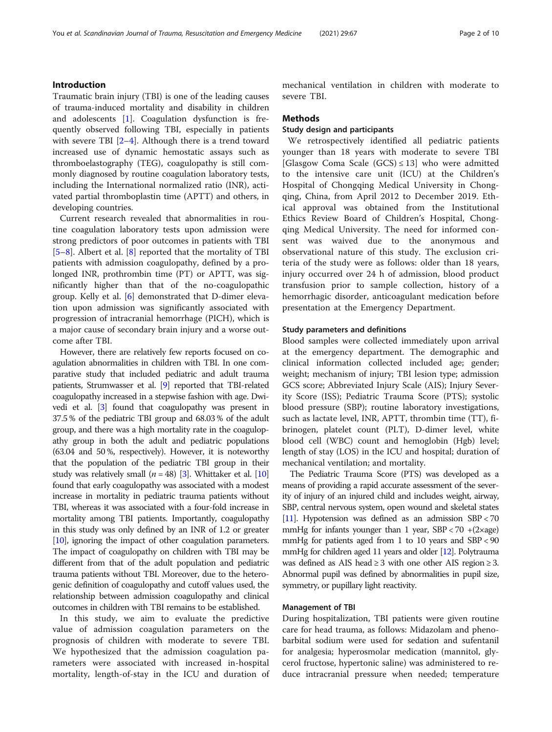## Introduction

Traumatic brain injury (TBI) is one of the leading causes of trauma-induced mortality and disability in children and adolescents [1]. Coagulation dysfunction is frequently observed following TBI, especially in patients with severe TBI [2–4]. Although there is a trend toward increased use of dynamic hemostatic assays such as thromboelastography (TEG), coagulopathy is still commonly diagnosed by routine coagulation laboratory tests, including the International normalized ratio (INR), activated partial thromboplastin time (APTT) and others, in developing countries.

Current research revealed that abnormalities in routine coagulation laboratory tests upon admission were strong predictors of poor outcomes in patients with TBI [5–8]. Albert et al. [8] reported that the mortality of TBI patients with admission coagulopathy, defined by a prolonged INR, prothrombin time (PT) or APTT, was significantly higher than that of the no-coagulopathic group. Kelly et al. [6] demonstrated that D-dimer elevation upon admission was significantly associated with progression of intracranial hemorrhage (PICH), which is a major cause of secondary brain injury and a worse outcome after TBI.

However, there are relatively few reports focused on coagulation abnormalities in children with TBI. In one comparative study that included pediatric and adult trauma patients, Strumwasser et al. [9] reported that TBI-related coagulopathy increased in a stepwise fashion with age. Dwivedi et al. [3] found that coagulopathy was present in 37.5 % of the pediatric TBI group and 68.03 % of the adult group, and there was a high mortality rate in the coagulopathy group in both the adult and pediatric populations (63.04 and 50 %, respectively). However, it is noteworthy that the population of the pediatric TBI group in their study was relatively small ($n = 48$) [3]. Whittaker et al. [10] found that early coagulopathy was associated with a modest increase in mortality in pediatric trauma patients without TBI, whereas it was associated with a four-fold increase in mortality among TBI patients. Importantly, coagulopathy in this study was only defined by an INR of 1.2 or greater [10], ignoring the impact of other coagulation parameters. The impact of coagulopathy on children with TBI may be different from that of the adult population and pediatric trauma patients without TBI. Moreover, due to the heterogenic definition of coagulopathy and cutoff values used, the relationship between admission coagulopathy and clinical outcomes in children with TBI remains to be established.

In this study, we aim to evaluate the predictive value of admission coagulation parameters on the prognosis of children with moderate to severe TBI. We hypothesized that the admission coagulation parameters were associated with increased in-hospital mortality, length-of-stay in the ICU and duration of mechanical ventilation in children with moderate to severe TBI.

## Methods

### Study design and participants

We retrospectively identified all pediatric patients younger than 18 years with moderate to severe TBI [Glasgow Coma Scale (GCS) ≤ 13] who were admitted to the intensive care unit (ICU) at the Children's Hospital of Chongqing Medical University in Chongqing, China, from April 2012 to December 2019. Ethical approval was obtained from the Institutional Ethics Review Board of Children's Hospital, Chongqing Medical University. The need for informed consent was waived due to the anonymous and observational nature of this study. The exclusion criteria of the study were as follows: older than 18 years, injury occurred over 24 h of admission, blood product transfusion prior to sample collection, history of a hemorrhagic disorder, anticoagulant medication before presentation at the Emergency Department.

### Study parameters and definitions

Blood samples were collected immediately upon arrival at the emergency department. The demographic and clinical information collected included age; gender; weight; mechanism of injury; TBI lesion type; admission GCS score; Abbreviated Injury Scale (AIS); Injury Severity Score (ISS); Pediatric Trauma Score (PTS); systolic blood pressure (SBP); routine laboratory investigations, such as lactate level, INR, APTT, thrombin time (TT), fibrinogen, platelet count (PLT), D-dimer level, white blood cell (WBC) count and hemoglobin (Hgb) level; length of stay (LOS) in the ICU and hospital; duration of mechanical ventilation; and mortality.

The Pediatric Trauma Score (PTS) was developed as a means of providing a rapid accurate assessment of the severity of injury of an injured child and includes weight, airway, SBP, central nervous system, open wound and skeletal states [11]. Hypotension was defined as an admission SBP < 70 mmHg for infants younger than 1 year, SBP < 70 +(2×age) mmHg for patients aged from 1 to 10 years and SBP < 90 mmHg for children aged 11 years and older [12]. Polytrauma was defined as AIS head ≥ 3 with one other AIS region ≥ 3. Abnormal pupil was defined by abnormalities in pupil size, symmetry, or pupillary light reactivity.

### Management of TBI

During hospitalization, TBI patients were given routine care for head trauma, as follows: Midazolam and phenobarbital sodium were used for sedation and sufentanil for analgesia; hyperosmolar medication (mannitol, glycerol fructose, hypertonic saline) was administered to reduce intracranial pressure when needed; temperature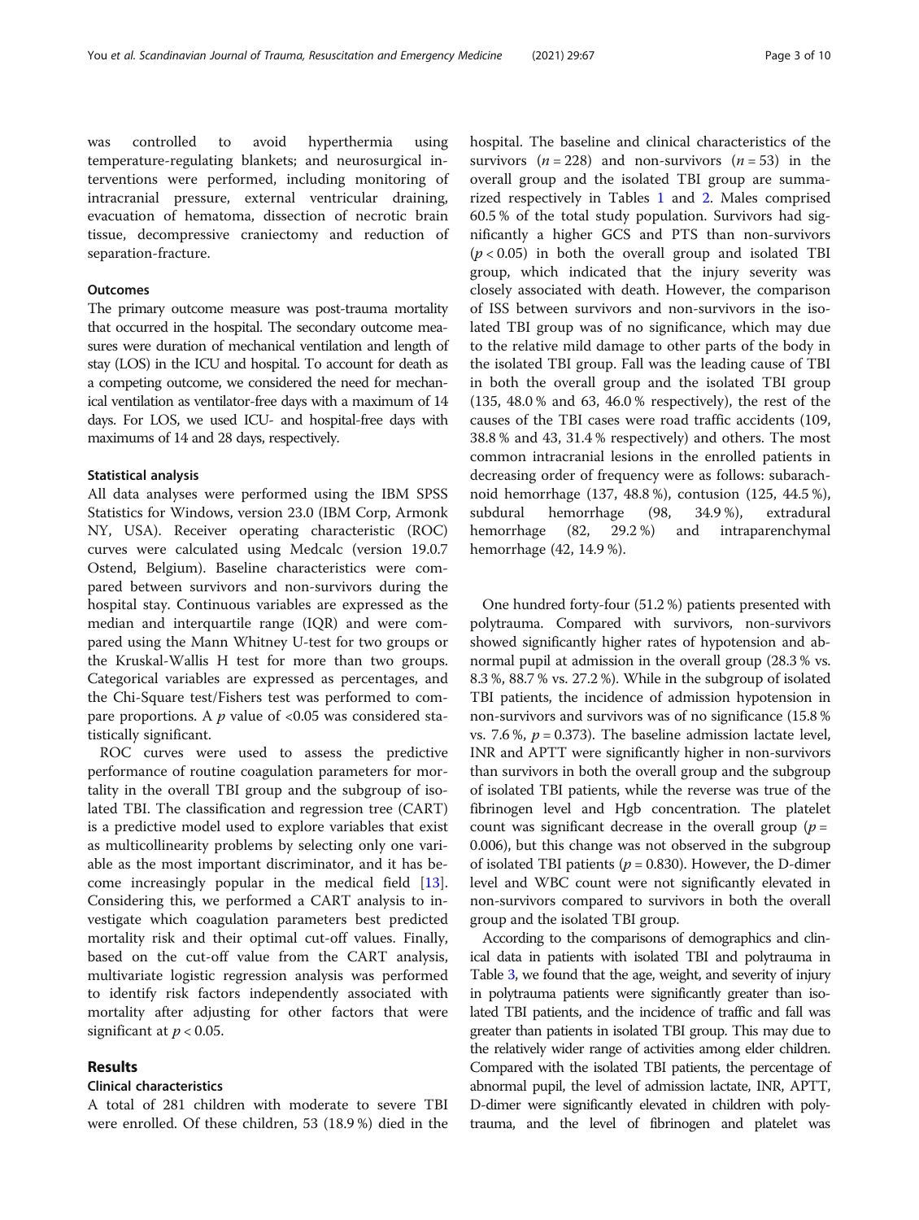was controlled to avoid hyperthermia using temperature-regulating blankets; and neurosurgical interventions were performed, including monitoring of intracranial pressure, external ventricular draining, evacuation of hematoma, dissection of necrotic brain tissue, decompressive craniectomy and reduction of separation-fracture.

### Outcomes

The primary outcome measure was post-trauma mortality that occurred in the hospital. The secondary outcome measures were duration of mechanical ventilation and length of stay (LOS) in the ICU and hospital. To account for death as a competing outcome, we considered the need for mechanical ventilation as ventilator-free days with a maximum of 14 days. For LOS, we used ICU- and hospital-free days with maximums of 14 and 28 days, respectively.

### Statistical analysis

All data analyses were performed using the IBM SPSS Statistics for Windows, version 23.0 (IBM Corp, Armonk NY, USA). Receiver operating characteristic (ROC) curves were calculated using Medcalc (version 19.0.7 Ostend, Belgium). Baseline characteristics were compared between survivors and non-survivors during the hospital stay. Continuous variables are expressed as the median and interquartile range (IQR) and were compared using the Mann Whitney U-test for two groups or the Kruskal-Wallis H test for more than two groups. Categorical variables are expressed as percentages, and the Chi-Square test/Fishers test was performed to compare proportions. A $p$ value of <0.05 was considered statistically significant.

ROC curves were used to assess the predictive performance of routine coagulation parameters for mortality in the overall TBI group and the subgroup of isolated TBI. The classification and regression tree (CART) is a predictive model used to explore variables that exist as multicollinearity problems by selecting only one variable as the most important discriminator, and it has become increasingly popular in the medical field [13]. Considering this, we performed a CART analysis to investigate which coagulation parameters best predicted mortality risk and their optimal cut-off values. Finally, based on the cut-off value from the CART analysis, multivariate logistic regression analysis was performed to identify risk factors independently associated with mortality after adjusting for other factors that were significant at $p < 0.05$.

## Results

### Clinical characteristics

A total of 281 children with moderate to severe TBI were enrolled. Of these children, 53 (18.9 %) died in the hospital. The baseline and clinical characteristics of the survivors ($n = 228$) and non-survivors ($n = 53$) in the overall group and the isolated TBI group are summarized respectively in Tables 1 and 2. Males comprised 60.5 % of the total study population. Survivors had significantly a higher GCS and PTS than non-survivors ($p < 0.05$) in both the overall group and isolated TBI group, which indicated that the injury severity was closely associated with death. However, the comparison of ISS between survivors and non-survivors in the isolated TBI group was of no significance, which may due to the relative mild damage to other parts of the body in the isolated TBI group. Fall was the leading cause of TBI in both the overall group and the isolated TBI group (135, 48.0 % and 63, 46.0 % respectively), the rest of the causes of the TBI cases were road traffic accidents (109, 38.8 % and 43, 31.4 % respectively) and others. The most common intracranial lesions in the enrolled patients in decreasing order of frequency were as follows: subarachnoid hemorrhage (137, 48.8 %), contusion (125, 44.5 %), subdural hemorrhage (98, 34.9 %), extradural hemorrhage (82, 29.2 %) and intraparenchymal hemorrhage (42, 14.9 %).

One hundred forty-four (51.2 %) patients presented with polytrauma. Compared with survivors, non-survivors showed significantly higher rates of hypotension and abnormal pupil at admission in the overall group (28.3 % vs. 8.3 %, 88.7 % vs. 27.2 %). While in the subgroup of isolated TBI patients, the incidence of admission hypotension in non-survivors and survivors was of no significance (15.8 % vs. 7.6 %, $p = 0.373$). The baseline admission lactate level, INR and APTT were significantly higher in non-survivors than survivors in both the overall group and the subgroup of isolated TBI patients, while the reverse was true of the fibrinogen level and Hgb concentration. The platelet count was significant decrease in the overall group ($p = 0.006$), but this change was not observed in the subgroup of isolated TBI patients ($p = 0.830$). However, the D-dimer level and WBC count were not significantly elevated in non-survivors compared to survivors in both the overall group and the isolated TBI group.

According to the comparisons of demographics and clinical data in patients with isolated TBI and polytrauma in Table 3, we found that the age, weight, and severity of injury in polytrauma patients were significantly greater than isolated TBI patients, and the incidence of traffic and fall was greater than patients in isolated TBI group. This may due to the relatively wider range of activities among elder children. Compared with the isolated TBI patients, the percentage of abnormal pupil, the level of admission lactate, INR, APTT, D-dimer were significantly elevated in children with polytrauma, and the level of fibrinogen and platelet was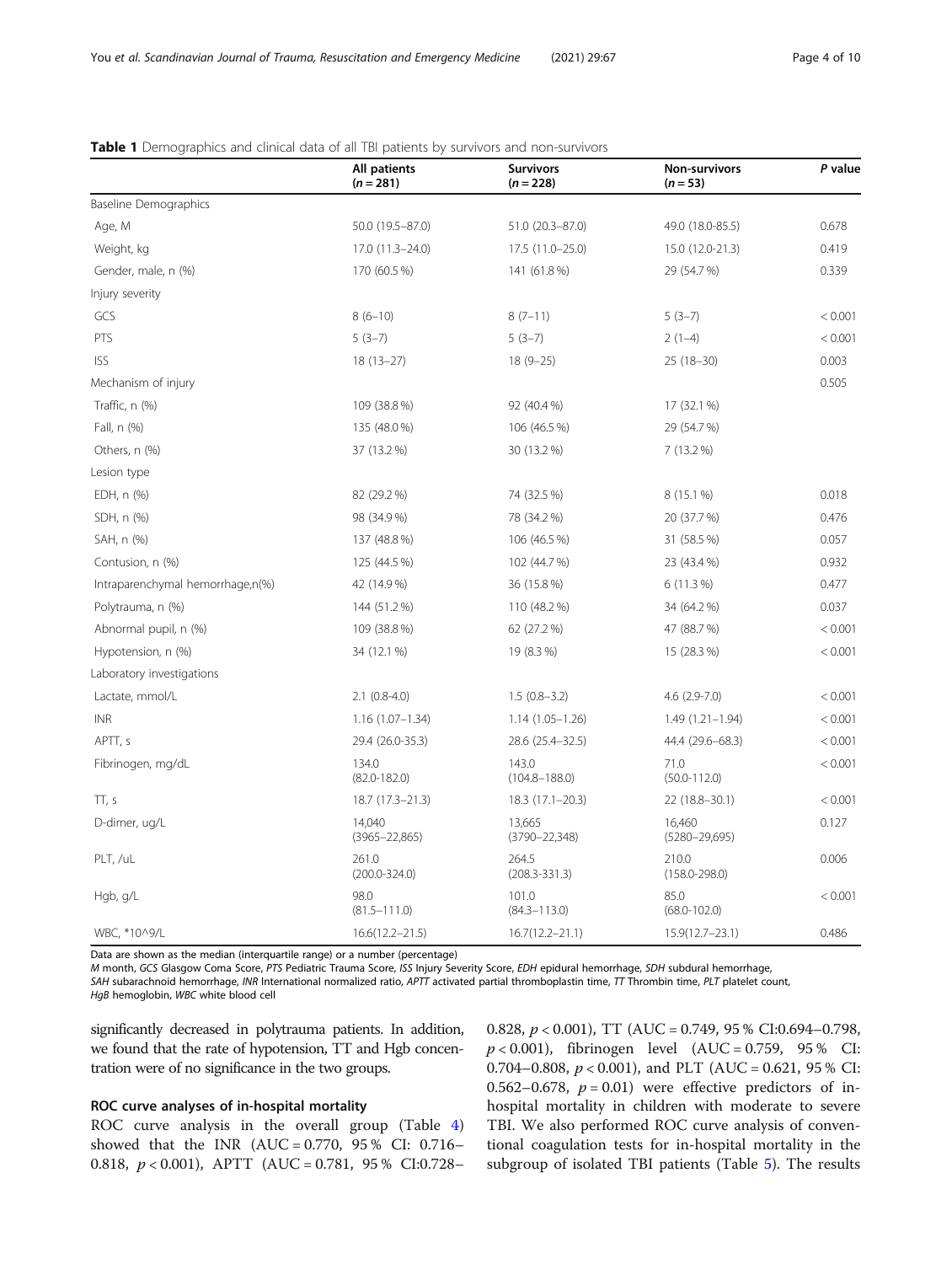**Table 1** Demographics and clinical data of all TBI patients by survivors and non-survivors

| | All patients ($n = 281$) | Survivors ($n = 228$) | Non-survivors ($n = 53$) | *P* value |
|---|---|---|---|---|
| Baseline Demographics | | | | |
| Age, M | 50.0 (19.5–87.0) | 51.0 (20.3–87.0) | 49.0 (18.0-85.5) | 0.678 |
| Weight, kg | 17.0 (11.3–24.0) | 17.5 (11.0–25.0) | 15.0 (12.0-21.3) | 0.419 |
| Gender, male, n (%) | 170 (60.5 %) | 141 (61.8 %) | 29 (54.7 %) | 0.339 |
| Injury severity | | | | |
| GCS | 8 (6–10) | 8 (7–11) | 5 (3–7) | < 0.001 |
| PTS | 5 (3–7) | 5 (3–7) | 2 (1–4) | < 0.001 |
| ISS | 18 (13–27) | 18 (9–25) | 25 (18–30) | 0.003 |
| Mechanism of injury | | | | 0.505 |
| Traffic, n (%) | 109 (38.8 %) | 92 (40.4 %) | 17 (32.1 %) | |
| Fall, n (%) | 135 (48.0 %) | 106 (46.5 %) | 29 (54.7 %) | |
| Others, n (%) | 37 (13.2 %) | 30 (13.2 %) | 7 (13.2 %) | |
| Lesion type | | | | |
| EDH, n (%) | 82 (29.2 %) | 74 (32.5 %) | 8 (15.1 %) | 0.018 |
| SDH, n (%) | 98 (34.9 %) | 78 (34.2 %) | 20 (37.7 %) | 0.476 |
| SAH, n (%) | 137 (48.8 %) | 106 (46.5 %) | 31 (58.5 %) | 0.057 |
| Contusion, n (%) | 125 (44.5 %) | 102 (44.7 %) | 23 (43.4 %) | 0.932 |
| Intraparenchymal hemorrhage,n(%) | 42 (14.9 %) | 36 (15.8 %) | 6 (11.3 %) | 0.477 |
| Polytrauma, n (%) | 144 (51.2 %) | 110 (48.2 %) | 34 (64.2 %) | 0.037 |
| Abnormal pupil, n (%) | 109 (38.8 %) | 62 (27.2 %) | 47 (88.7 %) | < 0.001 |
| Hypotension, n (%) | 34 (12.1 %) | 19 (8.3 %) | 15 (28.3 %) | < 0.001 |
| Laboratory investigations | | | | |
| Lactate, mmol/L | 2.1 (0.8-4.0) | 1.5 (0.8–3.2) | 4.6 (2.9-7.0) | < 0.001 |
| INR | 1.16 (1.07–1.34) | 1.14 (1.05–1.26) | 1.49 (1.21–1.94) | < 0.001 |
| APTT, s | 29.4 (26.0-35.3) | 28.6 (25.4–32.5) | 44.4 (29.6–68.3) | < 0.001 |
| Fibrinogen, mg/dL | 134.0 (82.0-182.0) | 143.0 (104.8–188.0) | 71.0 (50.0-112.0) | < 0.001 |
| TT, s | 18.7 (17.3–21.3) | 18.3 (17.1–20.3) | 22 (18.8–30.1) | < 0.001 |
| D-dimer, ug/L | 14,040 (3965–22,865) | 13,665 (3790–22,348) | 16,460 (5280–29,695) | 0.127 |
| PLT, /uL | 261.0 (200.0-324.0) | 264.5 (208.3-331.3) | 210.0 (158.0-298.0) | 0.006 |
| Hgb, g/L | 98.0 (81.5–111.0) | 101.0 (84.3–113.0) | 85.0 (68.0-102.0) | < 0.001 |
| WBC, *10^9/L | 16.6(12.2–21.5) | 16.7(12.2–21.1) | 15.9(12.7–23.1) | 0.486 |

Data are shown as the median (interquartile range) or a number (percentage)
*M* month, *GCS* Glasgow Coma Score, *PTS* Pediatric Trauma Score, *ISS* Injury Severity Score, *EDH* epidural hemorrhage, *SDH* subdural hemorrhage, *SAH* subarachnoid hemorrhage, *INR* International normalized ratio, *APTT* activated partial thromboplastin time, *TT* Thrombin time, *PLT* platelet count, *HgB* hemoglobin, *WBC* white blood cell

significantly decreased in polytrauma patients. In addition, we found that the rate of hypotension, TT and Hgb concentration were of no significance in the two groups.

### ROC curve analyses of in-hospital mortality

ROC curve analysis in the overall group (Table 4) showed that the INR (AUC = 0.770, 95 % CI: 0.716–0.818, $p < 0.001$), APTT (AUC = 0.781, 95 % CI:0.728–0.828, $p < 0.001$), TT (AUC = 0.749, 95 % CI:0.694–0.798, $p < 0.001$), fibrinogen level (AUC = 0.759, 95 % CI: 0.704–0.808, $p < 0.001$), and PLT (AUC = 0.621, 95 % CI: 0.562–0.678, $p = 0.01$) were effective predictors of in-hospital mortality in children with moderate to severe TBI. We also performed ROC curve analysis of conventional coagulation tests for in-hospital mortality in the subgroup of isolated TBI patients (Table 5). The results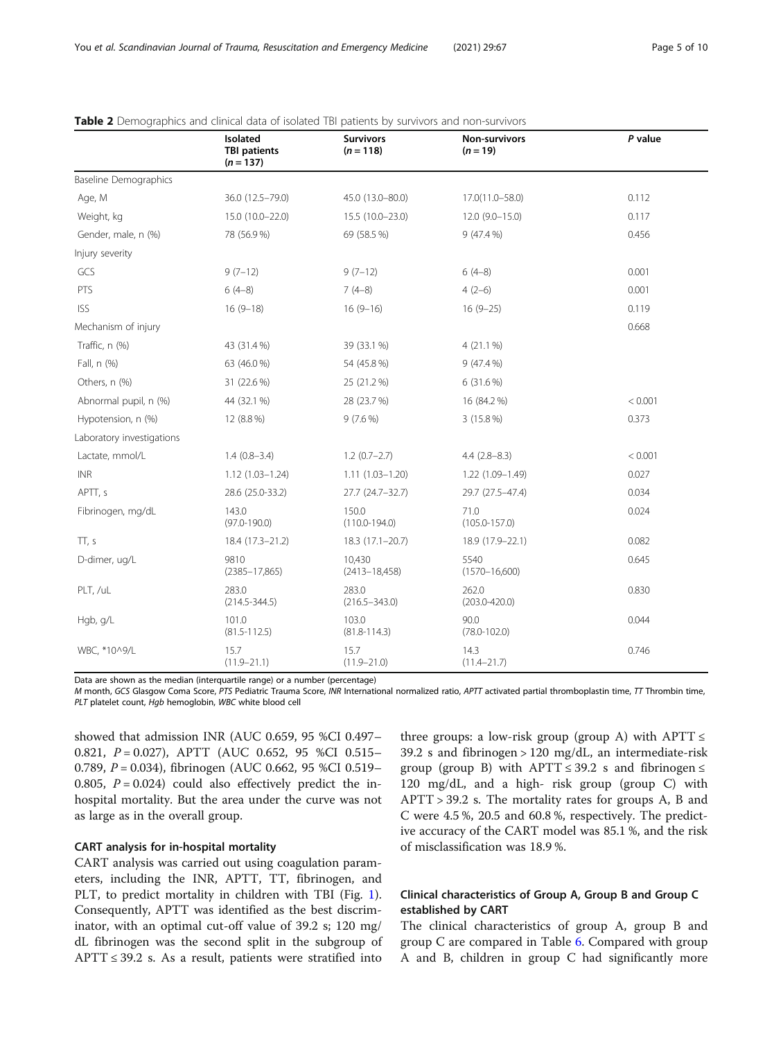**Table 2** Demographics and clinical data of isolated TBI patients by survivors and non-survivors

| | Isolated TBI patients (n = 137) | Survivors (n = 118) | Non-survivors (n = 19) | P value |
|---|---|---|---|---|
| Baseline Demographics | | | | |
| Age, M | 36.0 (12.5–79.0) | 45.0 (13.0–80.0) | 17.0(11.0–58.0) | 0.112 |
| Weight, kg | 15.0 (10.0–22.0) | 15.5 (10.0–23.0) | 12.0 (9.0–15.0) | 0.117 |
| Gender, male, n (%) | 78 (56.9 %) | 69 (58.5 %) | 9 (47.4 %) | 0.456 |
| Injury severity | | | | |
| GCS | 9 (7–12) | 9 (7–12) | 6 (4–8) | 0.001 |
| PTS | 6 (4–8) | 7 (4–8) | 4 (2–6) | 0.001 |
| ISS | 16 (9–18) | 16 (9–16) | 16 (9–25) | 0.119 |
| Mechanism of injury | | | | 0.668 |
| Traffic, n (%) | 43 (31.4 %) | 39 (33.1 %) | 4 (21.1 %) | |
| Fall, n (%) | 63 (46.0 %) | 54 (45.8 %) | 9 (47.4 %) | |
| Others, n (%) | 31 (22.6 %) | 25 (21.2 %) | 6 (31.6 %) | |
| Abnormal pupil, n (%) | 44 (32.1 %) | 28 (23.7 %) | 16 (84.2 %) | < 0.001 |
| Hypotension, n (%) | 12 (8.8 %) | 9 (7.6 %) | 3 (15.8 %) | 0.373 |
| Laboratory investigations | | | | |
| Lactate, mmol/L | 1.4 (0.8–3.4) | 1.2 (0.7–2.7) | 4.4 (2.8–8.3) | < 0.001 |
| INR | 1.12 (1.03–1.24) | 1.11 (1.03–1.20) | 1.22 (1.09–1.49) | 0.027 |
| APTT, s | 28.6 (25.0-33.2) | 27.7 (24.7–32.7) | 29.7 (27.5–47.4) | 0.034 |
| Fibrinogen, mg/dL | 143.0 (97.0-190.0) | 150.0 (110.0-194.0) | 71.0 (105.0-157.0) | 0.024 |
| TT, s | 18.4 (17.3–21.2) | 18.3 (17.1–20.7) | 18.9 (17.9–22.1) | 0.082 |
| D-dimer, ug/L | 9810 (2385–17,865) | 10,430 (2413–18,458) | 5540 (1570–16,600) | 0.645 |
| PLT, /uL | 283.0 (214.5-344.5) | 283.0 (216.5–343.0) | 262.0 (203.0-420.0) | 0.830 |
| Hgb, g/L | 101.0 (81.5-112.5) | 103.0 (81.8-114.3) | 90.0 (78.0-102.0) | 0.044 |
| WBC, *10^9/L | 15.7 (11.9–21.1) | 15.7 (11.9–21.0) | 14.3 (11.4–21.7) | 0.746 |

Data are shown as the median (interquartile range) or a number (percentage)

*M* month, *GCS* Glasgow Coma Score, *PTS* Pediatric Trauma Score, *INR* International normalized ratio, *APTT* activated partial thromboplastin time, *TT* Thrombin time, *PLT* platelet count, *Hgb* hemoglobin, *WBC* white blood cell

showed that admission INR (AUC 0.659, 95 %CI 0.497–0.821, $P = 0.027$), APTT (AUC 0.652, 95 %CI 0.515–0.789, $P = 0.034$), fibrinogen (AUC 0.662, 95 %CI 0.519–0.805, $P = 0.024$) could also effectively predict the in-hospital mortality. But the area under the curve was not as large as in the overall group.

### CART analysis for in-hospital mortality

CART analysis was carried out using coagulation parameters, including the INR, APTT, TT, fibrinogen, and PLT, to predict mortality in children with TBI (Fig. 1). Consequently, APTT was identified as the best discriminator, with an optimal cut-off value of 39.2 s; 120 mg/dL fibrinogen was the second split in the subgroup of APTT ≤ 39.2 s. As a result, patients were stratified into three groups: a low-risk group (group A) with APTT ≤ 39.2 s and fibrinogen > 120 mg/dL, an intermediate-risk group (group B) with APTT ≤ 39.2 s and fibrinogen ≤ 120 mg/dL, and a high- risk group (group C) with APTT > 39.2 s. The mortality rates for groups A, B and C were 4.5 %, 20.5 and 60.8 %, respectively. The predictive accuracy of the CART model was 85.1 %, and the risk of misclassification was 18.9 %.

### Clinical characteristics of Group A, Group B and Group C established by CART

The clinical characteristics of group A, group B and group C are compared in Table 6. Compared with group A and B, children in group C had significantly more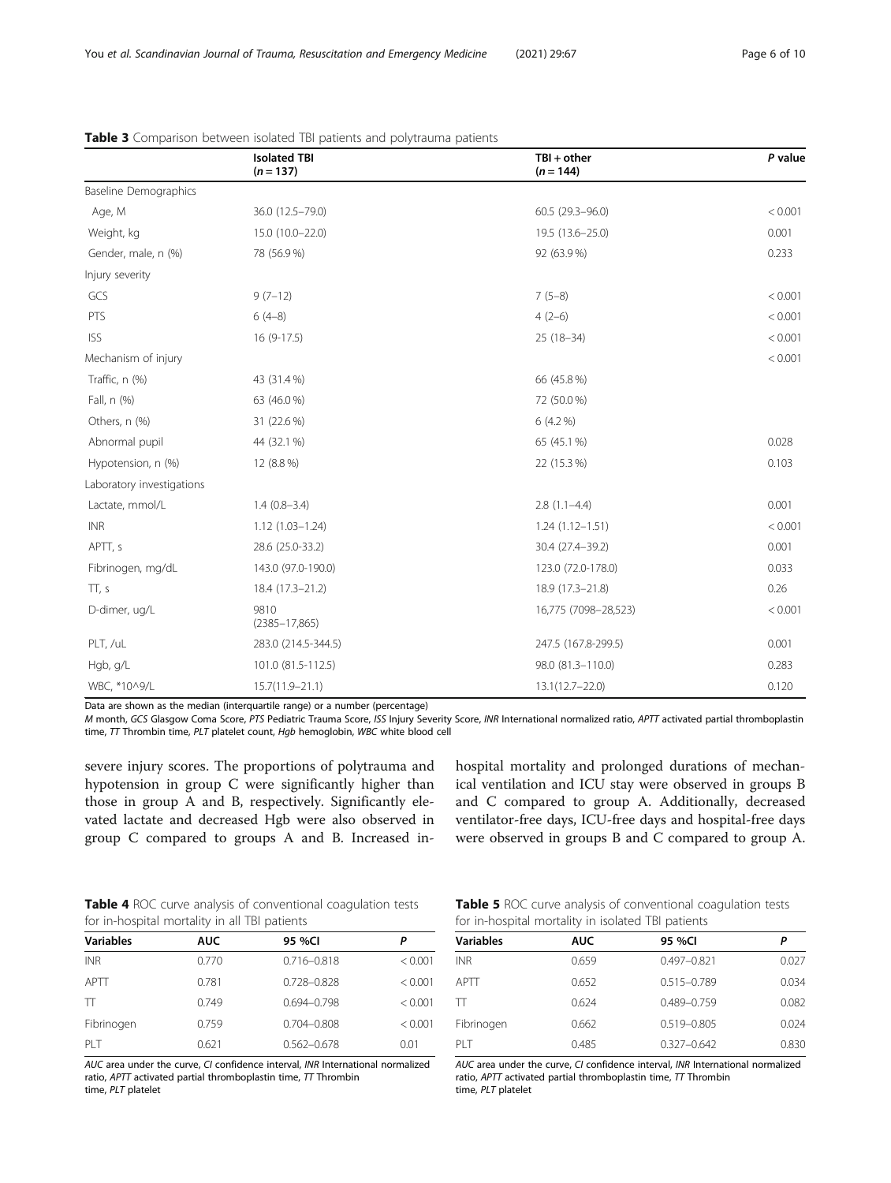**Table 3** Comparison between isolated TBI patients and polytrauma patients

| | Isolated TBI ($n = 137$) | TBI + other ($n = 144$) | P value |
|---|---|---|---|
| Baseline Demographics | | | |
| Age, M | 36.0 (12.5–79.0) | 60.5 (29.3–96.0) | < 0.001 |
| Weight, kg | 15.0 (10.0–22.0) | 19.5 (13.6–25.0) | 0.001 |
| Gender, male, n (%) | 78 (56.9 %) | 92 (63.9 %) | 0.233 |
| Injury severity | | | |
| GCS | 9 (7–12) | 7 (5–8) | < 0.001 |
| PTS | 6 (4–8) | 4 (2–6) | < 0.001 |
| ISS | 16 (9-17.5) | 25 (18–34) | < 0.001 |
| Mechanism of injury | | | < 0.001 |
| Traffic, n (%) | 43 (31.4 %) | 66 (45.8 %) | |
| Fall, n (%) | 63 (46.0 %) | 72 (50.0 %) | |
| Others, n (%) | 31 (22.6 %) | 6 (4.2 %) | |
| Abnormal pupil | 44 (32.1 %) | 65 (45.1 %) | 0.028 |
| Hypotension, n (%) | 12 (8.8 %) | 22 (15.3 %) | 0.103 |
| Laboratory investigations | | | |
| Lactate, mmol/L | 1.4 (0.8–3.4) | 2.8 (1.1–4.4) | 0.001 |
| INR | 1.12 (1.03–1.24) | 1.24 (1.12–1.51) | < 0.001 |
| APTT, s | 28.6 (25.0-33.2) | 30.4 (27.4–39.2) | 0.001 |
| Fibrinogen, mg/dL | 143.0 (97.0-190.0) | 123.0 (72.0-178.0) | 0.033 |
| TT, s | 18.4 (17.3–21.2) | 18.9 (17.3–21.8) | 0.26 |
| D-dimer, ug/L | 9810 (2385–17,865) | 16,775 (7098–28,523) | < 0.001 |
| PLT, /uL | 283.0 (214.5-344.5) | 247.5 (167.8-299.5) | 0.001 |
| Hgb, g/L | 101.0 (81.5-112.5) | 98.0 (81.3–110.0) | 0.283 |
| WBC, *10^9/L | 15.7(11.9–21.1) | 13.1(12.7–22.0) | 0.120 |

Data are shown as the median (interquartile range) or a number (percentage)

*M* month, *GCS* Glasgow Coma Score, *PTS* Pediatric Trauma Score, *ISS* Injury Severity Score, *INR* International normalized ratio, *APTT* activated partial thromboplastin time, *TT* Thrombin time, *PLT* platelet count, *Hgb* hemoglobin, *WBC* white blood cell

severe injury scores. The proportions of polytrauma and hypotension in group C were significantly higher than those in group A and B, respectively. Significantly elevated lactate and decreased Hgb were also observed in group C compared to groups A and B. Increased in-hospital mortality and prolonged durations of mechanical ventilation and ICU stay were observed in groups B and C compared to group A. Additionally, decreased ventilator-free days, ICU-free days and hospital-free days were observed in groups B and C compared to group A.

**Table 4** ROC curve analysis of conventional coagulation tests for in-hospital mortality in all TBI patients

| Variables | AUC | 95 %CI | P |
|---|---|---|---|
| INR | 0.770 | 0.716–0.818 | < 0.001 |
| APTT | 0.781 | 0.728–0.828 | < 0.001 |
| TT | 0.749 | 0.694–0.798 | < 0.001 |
| Fibrinogen | 0.759 | 0.704–0.808 | < 0.001 |
| PLT | 0.621 | 0.562–0.678 | 0.01 |

*AUC* area under the curve, *CI* confidence interval, *INR* International normalized ratio, *APTT* activated partial thromboplastin time, *TT* Thrombin time, *PLT* platelet

**Table 5** ROC curve analysis of conventional coagulation tests for in-hospital mortality in isolated TBI patients

| Variables | AUC | 95 %CI | P |
|---|---|---|---|
| INR | 0.659 | 0.497–0.821 | 0.027 |
| APTT | 0.652 | 0.515–0.789 | 0.034 |
| TT | 0.624 | 0.489–0.759 | 0.082 |
| Fibrinogen | 0.662 | 0.519–0.805 | 0.024 |
| PLT | 0.485 | 0.327–0.642 | 0.830 |

*AUC* area under the curve, *CI* confidence interval, *INR* International normalized ratio, *APTT* activated partial thromboplastin time, *TT* Thrombin time, *PLT* platelet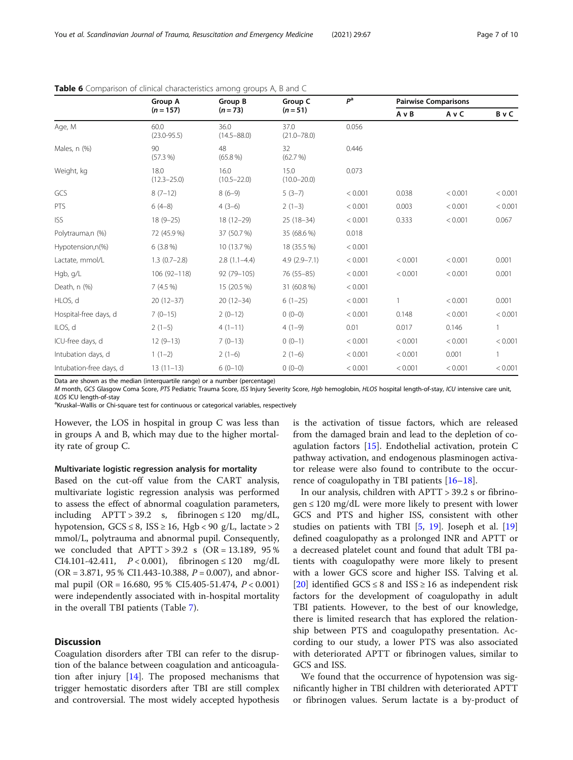**Table 6** Comparison of clinical characteristics among groups A, B and C

| | Group A ($n = 157$) | Group B ($n = 73$) | Group C ($n = 51$) | $P^a$ | Pairwise Comparisons | | |
|---|---|---|---|---|---|---|---|
| | | | | | A v B | A v C | B v C |
| Age, M | 60.0 (23.0-95.5) | 36.0 (14.5–88.0) | 37.0 (21.0–78.0) | 0.056 | | | |
| Males, n (%) | 90 (57.3 %) | 48 (65.8 %) | 32 (62.7 %) | 0.446 | | | |
| Weight, kg | 18.0 (12.3–25.0) | 16.0 (10.5–22.0) | 15.0 (10.0–20.0) | 0.073 | | | |
| GCS | 8 (7–12) | 8 (6–9) | 5 (3–7) | < 0.001 | 0.038 | < 0.001 | < 0.001 |
| PTS | 6 (4–8) | 4 (3–6) | 2 (1–3) | < 0.001 | 0.003 | < 0.001 | < 0.001 |
| ISS | 18 (9–25) | 18 (12–29) | 25 (18–34) | < 0.001 | 0.333 | < 0.001 | 0.067 |
| Polytrauma,n (%) | 72 (45.9 %) | 37 (50.7 %) | 35 (68.6 %) | 0.018 | | | |
| Hypotension,n(%) | 6 (3.8 %) | 10 (13.7 %) | 18 (35.5 %) | < 0.001 | | | |
| Lactate, mmol/L | 1.3 (0.7–2.8) | 2.8 (1.1–4.4) | 4.9 (2.9–7.1) | < 0.001 | < 0.001 | < 0.001 | 0.001 |
| Hgb, g/L | 106 (92–118) | 92 (79–105) | 76 (55–85) | < 0.001 | < 0.001 | < 0.001 | 0.001 |
| Death, n (%) | 7 (4.5 %) | 15 (20.5 %) | 31 (60.8 %) | < 0.001 | | | |
| HLOS, d | 20 (12–37) | 20 (12–34) | 6 (1–25) | < 0.001 | 1 | < 0.001 | 0.001 |
| Hospital-free days, d | 7 (0–15) | 2 (0–12) | 0 (0–0) | < 0.001 | 0.148 | < 0.001 | < 0.001 |
| ILOS, d | 2 (1–5) | 4 (1–11) | 4 (1–9) | 0.01 | 0.017 | 0.146 | 1 |
| ICU-free days, d | 12 (9–13) | 7 (0–13) | 0 (0–1) | < 0.001 | < 0.001 | < 0.001 | < 0.001 |
| Intubation days, d | 1 (1–2) | 2 (1–6) | 2 (1–6) | < 0.001 | < 0.001 | 0.001 | 1 |
| Intubation-free days, d | 13 (11–13) | 6 (0–10) | 0 (0–0) | < 0.001 | < 0.001 | < 0.001 | < 0.001 |

Data are shown as the median (interquartile range) or a number (percentage)

*M* month, *GCS* Glasgow Coma Score, *PTS* Pediatric Trauma Score, *ISS* Injury Severity Score, *Hgb* hemoglobin, *HLOS* hospital length-of-stay, *ICU* intensive care unit, *ILOS* ICU length-of-stay

[a] Kruskal–Wallis or Chi-square test for continuous or categorical variables, respectively

However, the LOS in hospital in group C was less than in groups A and B, which may due to the higher mortality rate of group C.

#### Multivariate logistic regression analysis for mortality

Based on the cut-off value from the CART analysis, multivariate logistic regression analysis was performed to assess the effect of abnormal coagulation parameters, including APTT > 39.2 s, fibrinogen ≤ 120 mg/dL, hypotension, GCS ≤ 8, ISS ≥ 16, Hgb < 90 g/L, lactate > 2 mmol/L, polytrauma and abnormal pupil. Consequently, we concluded that APTT > 39.2 s (OR = 13.189, 95 % CI4.101-42.411, $P < 0.001$), fibrinogen ≤ 120 mg/dL (OR = 3.871, 95 % CI1.443-10.388, $P = 0.007$), and abnormal pupil (OR = 16.680, 95 % CI5.405-51.474, $P < 0.001$) were independently associated with in-hospital mortality in the overall TBI patients (Table 7).

## Discussion

Coagulation disorders after TBI can refer to the disruption of the balance between coagulation and anticoagulation after injury [14]. The proposed mechanisms that trigger hemostatic disorders after TBI are still complex and controversial. The most widely accepted hypothesis is the activation of tissue factors, which are released from the damaged brain and lead to the depletion of coagulation factors [15]. Endothelial activation, protein C pathway activation, and endogenous plasminogen activator release were also found to contribute to the occurrence of coagulopathy in TBI patients [16–18].

In our analysis, children with APTT > 39.2 s or fibrinogen ≤ 120 mg/dL were more likely to present with lower GCS and PTS and higher ISS, consistent with other studies on patients with TBI [5, 19]. Joseph et al. [19] defined coagulopathy as a prolonged INR and APTT or a decreased platelet count and found that adult TBI patients with coagulopathy were more likely to present with a lower GCS score and higher ISS. Talving et al. [20] identified GCS ≤ 8 and ISS ≥ 16 as independent risk factors for the development of coagulopathy in adult TBI patients. However, to the best of our knowledge, there is limited research that has explored the relationship between PTS and coagulopathy presentation. According to our study, a lower PTS was also associated with deteriorated APTT or fibrinogen values, similar to GCS and ISS.

We found that the occurrence of hypotension was significantly higher in TBI children with deteriorated APTT or fibrinogen values. Serum lactate is a by-product of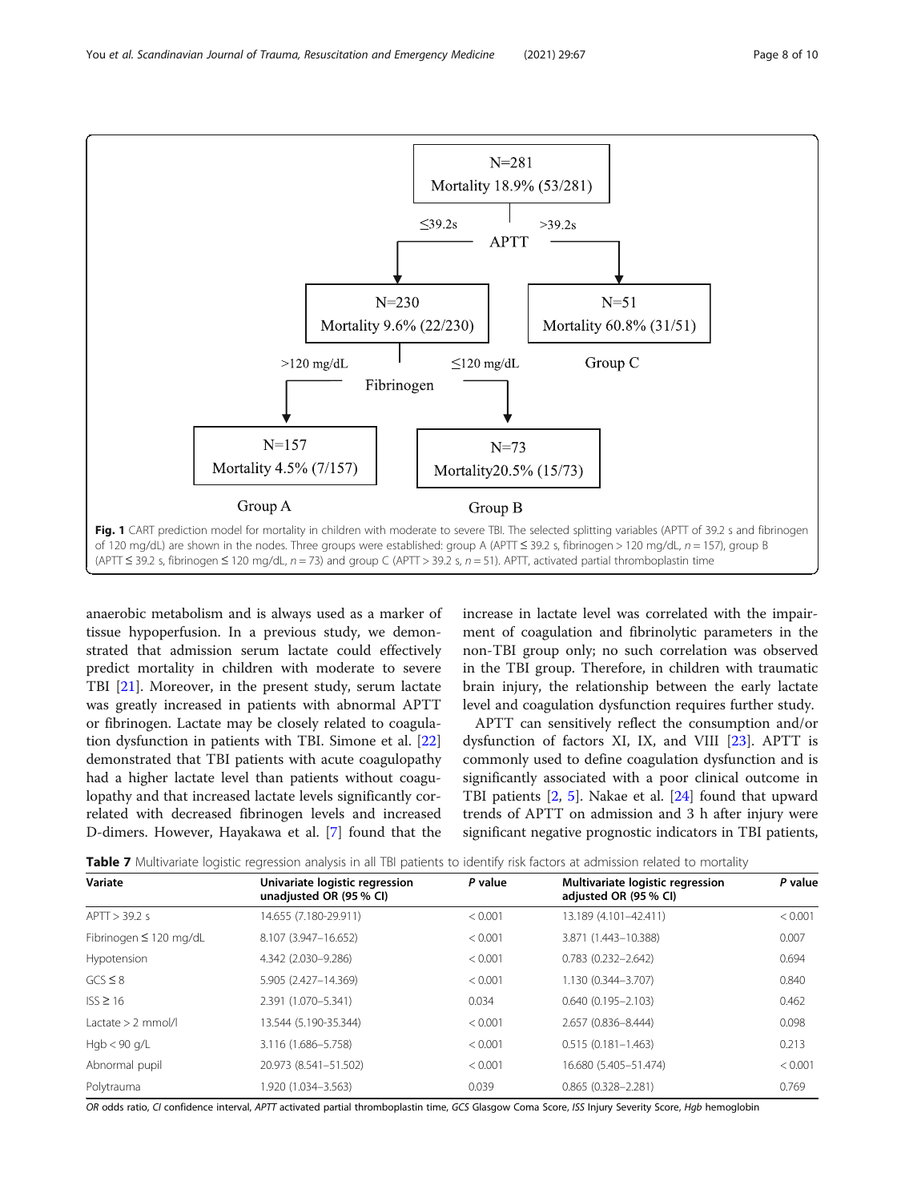N=281
Mortality 18.9% (53/281)

APTT: ≤39.2s / >39.2s

N=230
Mortality 9.6% (22/230)

N=51
Mortality 60.8% (31/51)

Group C

Fibrinogen: >120 mg/dL / ≤120 mg/dL

N=157
Mortality 4.5% (7/157)

Group A

N=73
Mortality20.5% (15/73)

Group B

**Fig. 1** CART prediction model for mortality in children with moderate to severe TBI. The selected splitting variables (APTT of 39.2 s and fibrinogen of 120 mg/dL) are shown in the nodes. Three groups were established: group A (APTT ≤ 39.2 s, fibrinogen > 120 mg/dL, *n* = 157), group B (APTT ≤ 39.2 s, fibrinogen ≤ 120 mg/dL, *n* = 73) and group C (APTT > 39.2 s, *n* = 51). APTT, activated partial thromboplastin time

anaerobic metabolism and is always used as a marker of tissue hypoperfusion. In a previous study, we demonstrated that admission serum lactate could effectively predict mortality in children with moderate to severe TBI [21]. Moreover, in the present study, serum lactate was greatly increased in patients with abnormal APTT or fibrinogen. Lactate may be closely related to coagulation dysfunction in patients with TBI. Simone et al. [22] demonstrated that TBI patients with acute coagulopathy had a higher lactate level than patients without coagulopathy and that increased lactate levels significantly correlated with decreased fibrinogen levels and increased D-dimers. However, Hayakawa et al. [7] found that the increase in lactate level was correlated with the impairment of coagulation and fibrinolytic parameters in the non-TBI group only; no such correlation was observed in the TBI group. Therefore, in children with traumatic brain injury, the relationship between the early lactate level and coagulation dysfunction requires further study.

APTT can sensitively reflect the consumption and/or dysfunction of factors XI, IX, and VIII [23]. APTT is commonly used to define coagulation dysfunction and is significantly associated with a poor clinical outcome in TBI patients [2, 5]. Nakae et al. [24] found that upward trends of APTT on admission and 3 h after injury were significant negative prognostic indicators in TBI patients,

**Table 7** Multivariate logistic regression analysis in all TBI patients to identify risk factors at admission related to mortality

| Variate | Univariate logistic regression unadjusted OR (95 % CI) | *P* value | Multivariate logistic regression adjusted OR (95 % CI) | *P* value |
|---|---|---|---|---|
| APTT > 39.2 s | 14.655 (7.180-29.911) | < 0.001 | 13.189 (4.101–42.411) | < 0.001 |
| Fibrinogen ≤ 120 mg/dL | 8.107 (3.947–16.652) | < 0.001 | 3.871 (1.443–10.388) | 0.007 |
| Hypotension | 4.342 (2.030–9.286) | < 0.001 | 0.783 (0.232–2.642) | 0.694 |
| GCS ≤ 8 | 5.905 (2.427–14.369) | < 0.001 | 1.130 (0.344–3.707) | 0.840 |
| ISS ≥ 16 | 2.391 (1.070–5.341) | 0.034 | 0.640 (0.195–2.103) | 0.462 |
| Lactate > 2 mmol/l | 13.544 (5.190-35.344) | < 0.001 | 2.657 (0.836–8.444) | 0.098 |
| Hgb < 90 g/L | 3.116 (1.686–5.758) | < 0.001 | 0.515 (0.181–1.463) | 0.213 |
| Abnormal pupil | 20.973 (8.541–51.502) | < 0.001 | 16.680 (5.405–51.474) | < 0.001 |
| Polytrauma | 1.920 (1.034–3.563) | 0.039 | 0.865 (0.328–2.281) | 0.769 |

*OR* odds ratio, *CI* confidence interval, *APTT* activated partial thromboplastin time, *GCS* Glasgow Coma Score, *ISS* Injury Severity Score, *Hgb* hemoglobin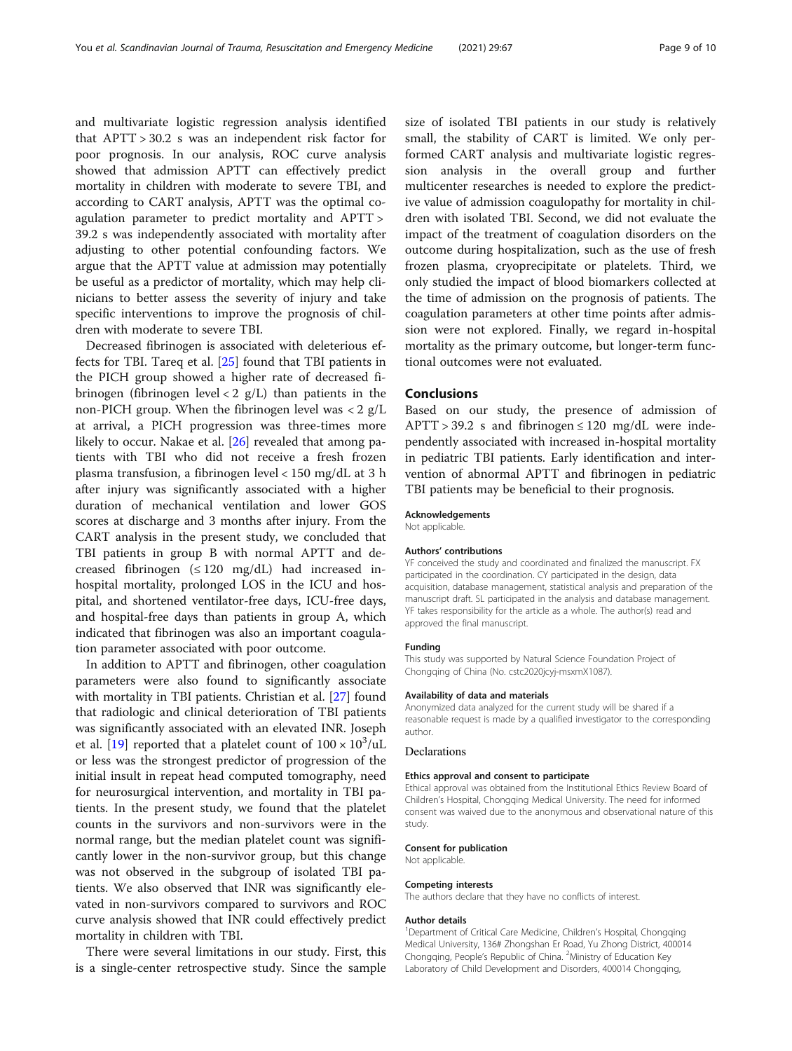and multivariate logistic regression analysis identified that APTT > 30.2 s was an independent risk factor for poor prognosis. In our analysis, ROC curve analysis showed that admission APTT can effectively predict mortality in children with moderate to severe TBI, and according to CART analysis, APTT was the optimal coagulation parameter to predict mortality and APTT > 39.2 s was independently associated with mortality after adjusting to other potential confounding factors. We argue that the APTT value at admission may potentially be useful as a predictor of mortality, which may help clinicians to better assess the severity of injury and take specific interventions to improve the prognosis of children with moderate to severe TBI.

Decreased fibrinogen is associated with deleterious effects for TBI. Tareq et al. [25] found that TBI patients in the PICH group showed a higher rate of decreased fibrinogen (fibrinogen level < 2 g/L) than patients in the non-PICH group. When the fibrinogen level was < 2 g/L at arrival, a PICH progression was three-times more likely to occur. Nakae et al. [26] revealed that among patients with TBI who did not receive a fresh frozen plasma transfusion, a fibrinogen level < 150 mg/dL at 3 h after injury was significantly associated with a higher duration of mechanical ventilation and lower GOS scores at discharge and 3 months after injury. From the CART analysis in the present study, we concluded that TBI patients in group B with normal APTT and decreased fibrinogen (≤ 120 mg/dL) had increased in-hospital mortality, prolonged LOS in the ICU and hospital, and shortened ventilator-free days, ICU-free days, and hospital-free days than patients in group A, which indicated that fibrinogen was also an important coagulation parameter associated with poor outcome.

In addition to APTT and fibrinogen, other coagulation parameters were also found to significantly associate with mortality in TBI patients. Christian et al. [27] found that radiologic and clinical deterioration of TBI patients was significantly associated with an elevated INR. Joseph et al. [19] reported that a platelet count of $100 \times 10^3$/uL or less was the strongest predictor of progression of the initial insult in repeat head computed tomography, need for neurosurgical intervention, and mortality in TBI patients. In the present study, we found that the platelet counts in the survivors and non-survivors were in the normal range, but the median platelet count was significantly lower in the non-survivor group, but this change was not observed in the subgroup of isolated TBI patients. We also observed that INR was significantly elevated in non-survivors compared to survivors and ROC curve analysis showed that INR could effectively predict mortality in children with TBI.

There were several limitations in our study. First, this is a single-center retrospective study. Since the sample size of isolated TBI patients in our study is relatively small, the stability of CART is limited. We only performed CART analysis and multivariate logistic regression analysis in the overall group and further multicenter researches is needed to explore the predictive value of admission coagulopathy for mortality in children with isolated TBI. Second, we did not evaluate the impact of the treatment of coagulation disorders on the outcome during hospitalization, such as the use of fresh frozen plasma, cryoprecipitate or platelets. Third, we only studied the impact of blood biomarkers collected at the time of admission on the prognosis of patients. The coagulation parameters at other time points after admission were not explored. Finally, we regard in-hospital mortality as the primary outcome, but longer-term functional outcomes were not evaluated.

## Conclusions

Based on our study, the presence of admission of APTT > 39.2 s and fibrinogen ≤ 120 mg/dL were independently associated with increased in-hospital mortality in pediatric TBI patients. Early identification and intervention of abnormal APTT and fibrinogen in pediatric TBI patients may be beneficial to their prognosis.

#### Acknowledgements

Not applicable.

#### Authors' contributions

YF conceived the study and coordinated and finalized the manuscript. FX participated in the coordination. CY participated in the design, data acquisition, database management, statistical analysis and preparation of the manuscript draft. SL participated in the analysis and database management. YF takes responsibility for the article as a whole. The author(s) read and approved the final manuscript.

#### Funding

This study was supported by Natural Science Foundation Project of Chongqing of China (No. cstc2020jcyj-msxmX1087).

#### Availability of data and materials

Anonymized data analyzed for the current study will be shared if a reasonable request is made by a qualified investigator to the corresponding author.

### Declarations

#### Ethics approval and consent to participate

Ethical approval was obtained from the Institutional Ethics Review Board of Children's Hospital, Chongqing Medical University. The need for informed consent was waived due to the anonymous and observational nature of this study.

#### Consent for publication

Not applicable.

#### Competing interests

The authors declare that they have no conflicts of interest.

#### Author details

[1]Department of Critical Care Medicine, Children's Hospital, Chongqing Medical University, 136# Zhongshan Er Road, Yu Zhong District, 400014 Chongqing, People's Republic of China. [2]Ministry of Education Key Laboratory of Child Development and Disorders, 400014 Chongqing,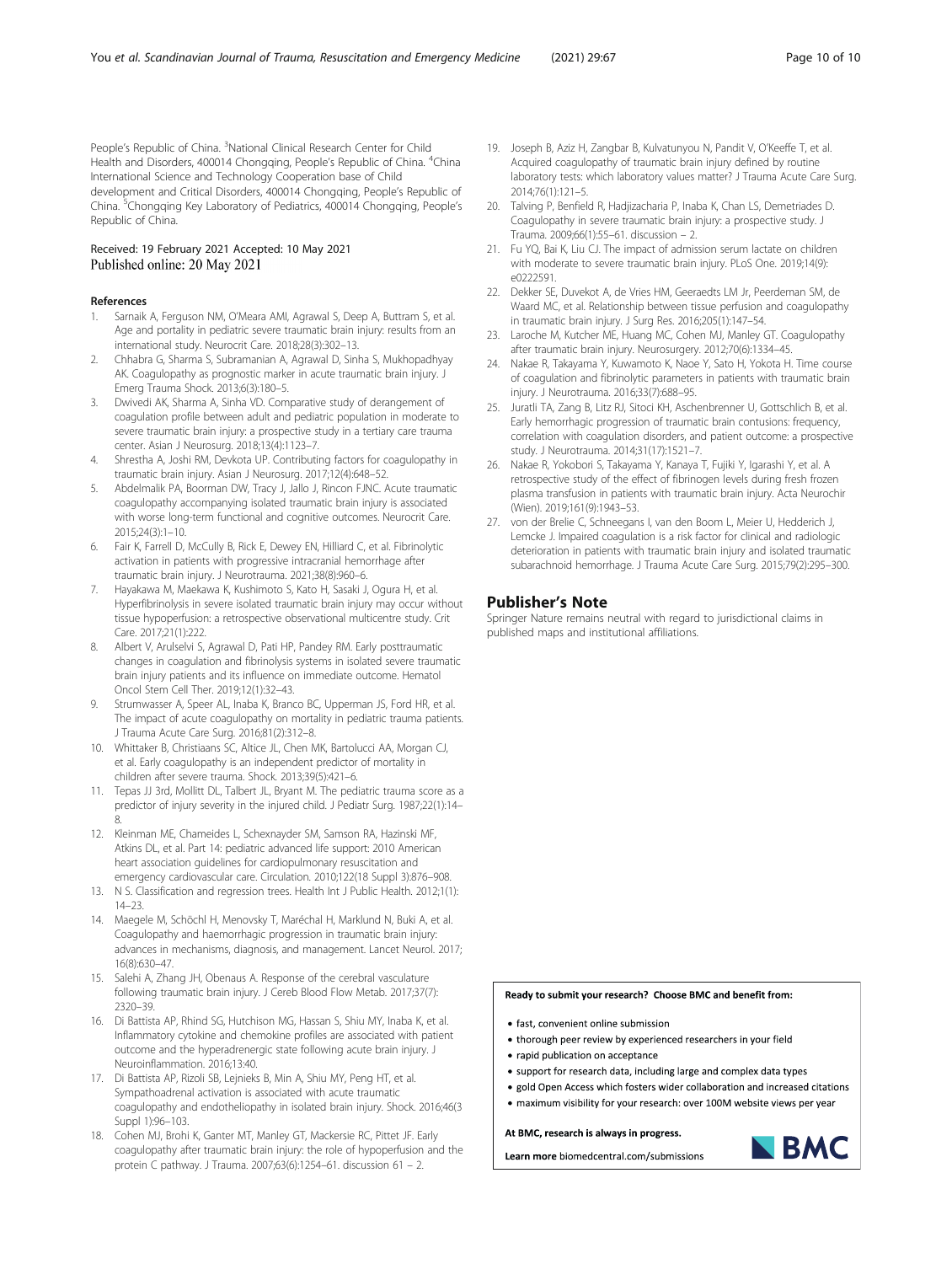People's Republic of China. [3]National Clinical Research Center for Child Health and Disorders, 400014 Chongqing, People's Republic of China. [4]China International Science and Technology Cooperation base of Child development and Critical Disorders, 400014 Chongqing, People's Republic of China. [5]Chongqing Key Laboratory of Pediatrics, 400014 Chongqing, People's Republic of China.

Received: 19 February 2021 Accepted: 10 May 2021
Published online: 20 May 2021

## References

1. Sarnaik A, Ferguson NM, O'Meara AMI, Agrawal S, Deep A, Buttram S, et al. Age and portality in pediatric severe traumatic brain injury: results from an international study. Neurocrit Care. 2018;28(3):302–13.
2. Chhabra G, Sharma S, Subramanian A, Agrawal D, Sinha S, Mukhopadhyay AK. Coagulopathy as prognostic marker in acute traumatic brain injury. J Emerg Trauma Shock. 2013;6(3):180–5.
3. Dwivedi AK, Sharma A, Sinha VD. Comparative study of derangement of coagulation profile between adult and pediatric population in moderate to severe traumatic brain injury: a prospective study in a tertiary care trauma center. Asian J Neurosurg. 2018;13(4):1123–7.
4. Shrestha A, Joshi RM, Devkota UP. Contributing factors for coagulopathy in traumatic brain injury. Asian J Neurosurg. 2017;12(4):648–52.
5. Abdelmalik PA, Boorman DW, Tracy J, Jallo J, Rincon FJNC. Acute traumatic coagulopathy accompanying isolated traumatic brain injury is associated with worse long-term functional and cognitive outcomes. Neurocrit Care. 2015;24(3):1–10.
6. Fair K, Farrell D, McCully B, Rick E, Dewey EN, Hilliard C, et al. Fibrinolytic activation in patients with progressive intracranial hemorrhage after traumatic brain injury. J Neurotrauma. 2021;38(8):960–6.
7. Hayakawa M, Maekawa K, Kushimoto S, Kato H, Sasaki J, Ogura H, et al. Hyperfibrinolysis in severe isolated traumatic brain injury may occur without tissue hypoperfusion: a retrospective observational multicentre study. Crit Care. 2017;21(1):222.
8. Albert V, Arulselvi S, Agrawal D, Pati HP, Pandey RM. Early posttraumatic changes in coagulation and fibrinolysis systems in isolated severe traumatic brain injury patients and its influence on immediate outcome. Hematol Oncol Stem Cell Ther. 2019;12(1):32–43.
9. Strumwasser A, Speer AL, Inaba K, Branco BC, Upperman JS, Ford HR, et al. The impact of acute coagulopathy on mortality in pediatric trauma patients. J Trauma Acute Care Surg. 2016;81(2):312–8.
10. Whittaker B, Christiaans SC, Altice JL, Chen MK, Bartolucci AA, Morgan CJ, et al. Early coagulopathy is an independent predictor of mortality in children after severe trauma. Shock. 2013;39(5):421–6.
11. Tepas JJ 3rd, Mollitt DL, Talbert JL, Bryant M. The pediatric trauma score as a predictor of injury severity in the injured child. J Pediatr Surg. 1987;22(1):14–8.
12. Kleinman ME, Chameides L, Schexnayder SM, Samson RA, Hazinski MF, Atkins DL, et al. Part 14: pediatric advanced life support: 2010 American heart association guidelines for cardiopulmonary resuscitation and emergency cardiovascular care. Circulation. 2010;122(18 Suppl 3):876–908.
13. N S. Classification and regression trees. Health Int J Public Health. 2012;1(1):14–23.
14. Maegele M, Schöchl H, Menovsky T, Maréchal H, Marklund N, Buki A, et al. Coagulopathy and haemorrhagic progression in traumatic brain injury: advances in mechanisms, diagnosis, and management. Lancet Neurol. 2017;16(8):630–47.
15. Salehi A, Zhang JH, Obenaus A. Response of the cerebral vasculature following traumatic brain injury. J Cereb Blood Flow Metab. 2017;37(7):2320–39.
16. Di Battista AP, Rhind SG, Hutchison MG, Hassan S, Shiu MY, Inaba K, et al. Inflammatory cytokine and chemokine profiles are associated with patient outcome and the hyperadrenergic state following acute brain injury. J Neuroinflammation. 2016;13:40.
17. Di Battista AP, Rizoli SB, Lejnieks B, Min A, Shiu MY, Peng HT, et al. Sympathoadrenal activation is associated with acute traumatic coagulopathy and endotheliopathy in isolated brain injury. Shock. 2016;46(3 Suppl 1):96–103.
18. Cohen MJ, Brohi K, Ganter MT, Manley GT, Mackersie RC, Pittet JF. Early coagulopathy after traumatic brain injury: the role of hypoperfusion and the protein C pathway. J Trauma. 2007;63(6):1254–61. discussion 61 – 2.
19. Joseph B, Aziz H, Zangbar B, Kulvatunyou N, Pandit V, O'Keeffe T, et al. Acquired coagulopathy of traumatic brain injury defined by routine laboratory tests: which laboratory values matter? J Trauma Acute Care Surg. 2014;76(1):121–5.
20. Talving P, Benfield R, Hadjizacharia P, Inaba K, Chan LS, Demetriades D. Coagulopathy in severe traumatic brain injury: a prospective study. J Trauma. 2009;66(1):55–61. discussion – 2.
21. Fu YQ, Bai K, Liu CJ. The impact of admission serum lactate on children with moderate to severe traumatic brain injury. PLoS One. 2019;14(9):e0222591.
22. Dekker SE, Duvekot A, de Vries HM, Geeraedts LM Jr, Peerdeman SM, de Waard MC, et al. Relationship between tissue perfusion and coagulopathy in traumatic brain injury. J Surg Res. 2016;205(1):147–54.
23. Laroche M, Kutcher ME, Huang MC, Cohen MJ, Manley GT. Coagulopathy after traumatic brain injury. Neurosurgery. 2012;70(6):1334–45.
24. Nakae R, Takayama Y, Kuwamoto K, Naoe Y, Sato H, Yokota H. Time course of coagulation and fibrinolytic parameters in patients with traumatic brain injury. J Neurotrauma. 2016;33(7):688–95.
25. Juratli TA, Zang B, Litz RJ, Sitoci KH, Aschenbrenner U, Gottschlich B, et al. Early hemorrhagic progression of traumatic brain contusions: frequency, correlation with coagulation disorders, and patient outcome: a prospective study. J Neurotrauma. 2014;31(17):1521–7.
26. Nakae R, Yokobori S, Takayama Y, Kanaya T, Fujiki Y, Igarashi Y, et al. A retrospective study of the effect of fibrinogen levels during fresh frozen plasma transfusion in patients with traumatic brain injury. Acta Neurochir (Wien). 2019;161(9):1943–53.
27. von der Brelie C, Schneegans I, van den Boom L, Meier U, Hedderich J, Lemcke J. Impaired coagulation is a risk factor for clinical and radiologic deterioration in patients with traumatic brain injury and isolated traumatic subarachnoid hemorrhage. J Trauma Acute Care Surg. 2015;79(2):295–300.

## Publisher's Note

Springer Nature remains neutral with regard to jurisdictional claims in published maps and institutional affiliations.

**Ready to submit your research? Choose BMC and benefit from:**

- fast, convenient online submission
- thorough peer review by experienced researchers in your field
- rapid publication on acceptance
- support for research data, including large and complex data types
- gold Open Access which fosters wider collaboration and increased citations
- maximum visibility for your research: over 100M website views per year

**At BMC, research is always in progress.**

**Learn more** biomedcentral.com/submissions

BMC